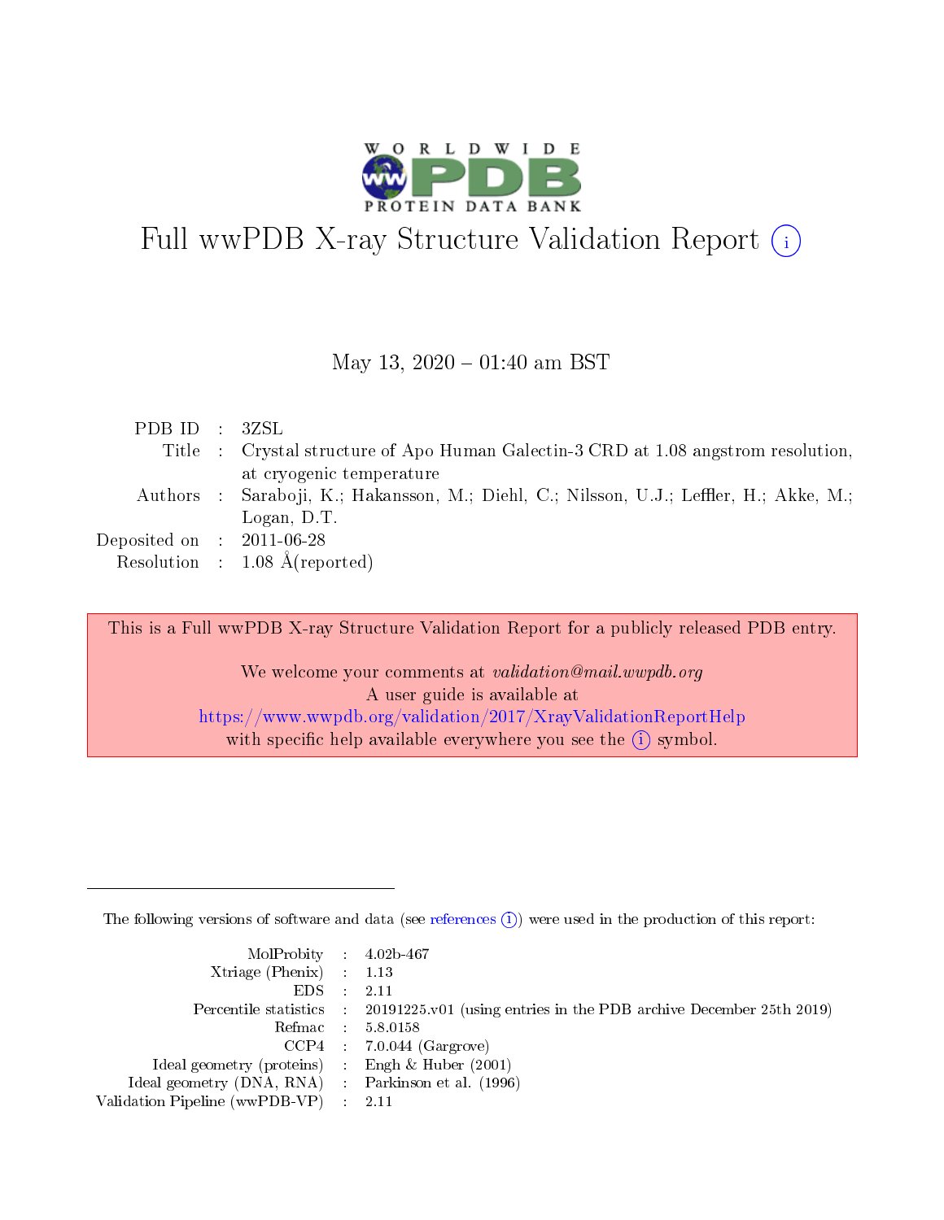# Full wwPDB X-ray Structure Validation Report (i)

May 13, 2020 – 01:40 am BST

| | | |
|---|---|---|
| PDB ID | : | 3ZSL |
| Title | : | Crystal structure of Apo Human Galectin-3 CRD at 1.08 angstrom resolution, at cryogenic temperature |
| Authors | : | Saraboji, K.; Hakansson, M.; Diehl, C.; Nilsson, U.J.; Leffler, H.; Akke, M.; Logan, D.T. |
| Deposited on | : | 2011-06-28 |
| Resolution | : | 1.08 Å(reported) |

This is a Full wwPDB X-ray Structure Validation Report for a publicly released PDB entry.

We welcome your comments at *validation@mail.wwpdb.org*
A user guide is available at
https://www.wwpdb.org/validation/2017/XrayValidationReportHelp
with specific help available everywhere you see the (i) symbol.

---

The following versions of software and data (see references (i)) were used in the production of this report:

| | | |
|---|---|---|
| MolProbity | : | 4.02b-467 |
| Xtriage (Phenix) | : | 1.13 |
| EDS | : | 2.11 |
| Percentile statistics | : | 20191225.v01 (using entries in the PDB archive December 25th 2019) |
| Refmac | : | 5.8.0158 |
| CCP4 | : | 7.0.044 (Gargrove) |
| Ideal geometry (proteins) | : | Engh & Huber (2001) |
| Ideal geometry (DNA, RNA) | : | Parkinson et al. (1996) |
| Validation Pipeline (wwPDB-VP) | : | 2.11 |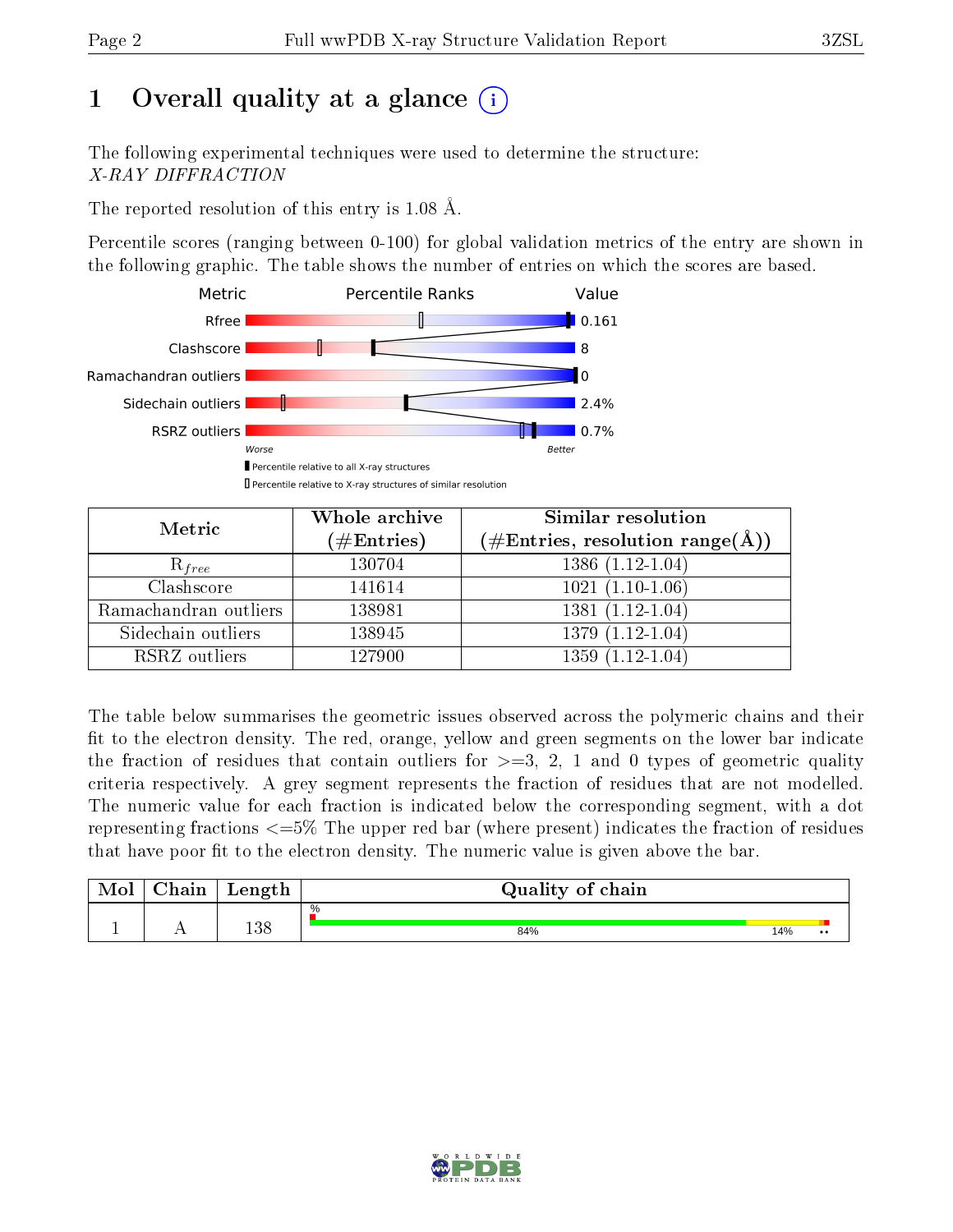# 1 Overall quality at a glance (i)

The following experimental techniques were used to determine the structure:
*X-RAY DIFFRACTION*

The reported resolution of this entry is 1.08 Å.

Percentile scores (ranging between 0-100) for global validation metrics of the entry are shown in the following graphic. The table shows the number of entries on which the scores are based.

| Metric | Value |
|---|---|
| Rfree | 0.161 |
| Clashscore | 8 |
| Ramachandran outliers | 0 |
| Sidechain outliers | 2.4% |
| RSRZ outliers | 0.7% |

Worse — Better

▮ Percentile relative to all X-ray structures
▯ Percentile relative to X-ray structures of similar resolution

| Metric | Whole archive (#Entries) | Similar resolution (#Entries, resolution range(Å)) |
|---|---|---|
| $R_{free}$ | 130704 | 1386 (1.12-1.04) |
| Clashscore | 141614 | 1021 (1.10-1.06) |
| Ramachandran outliers | 138981 | 1381 (1.12-1.04) |
| Sidechain outliers | 138945 | 1379 (1.12-1.04) |
| RSRZ outliers | 127900 | 1359 (1.12-1.04) |

The table below summarises the geometric issues observed across the polymeric chains and their fit to the electron density. The red, orange, yellow and green segments on the lower bar indicate the fraction of residues that contain outliers for >=3, 2, 1 and 0 types of geometric quality criteria respectively. A grey segment represents the fraction of residues that are not modelled. The numeric value for each fraction is indicated below the corresponding segment, with a dot representing fractions <=5% The upper red bar (where present) indicates the fraction of residues that have poor fit to the electron density. The numeric value is given above the bar.

| Mol | Chain | Length | Quality of chain |
|---|---|---|---|
| 1 | A | 138 | % ; 84% ; 14% ; •• |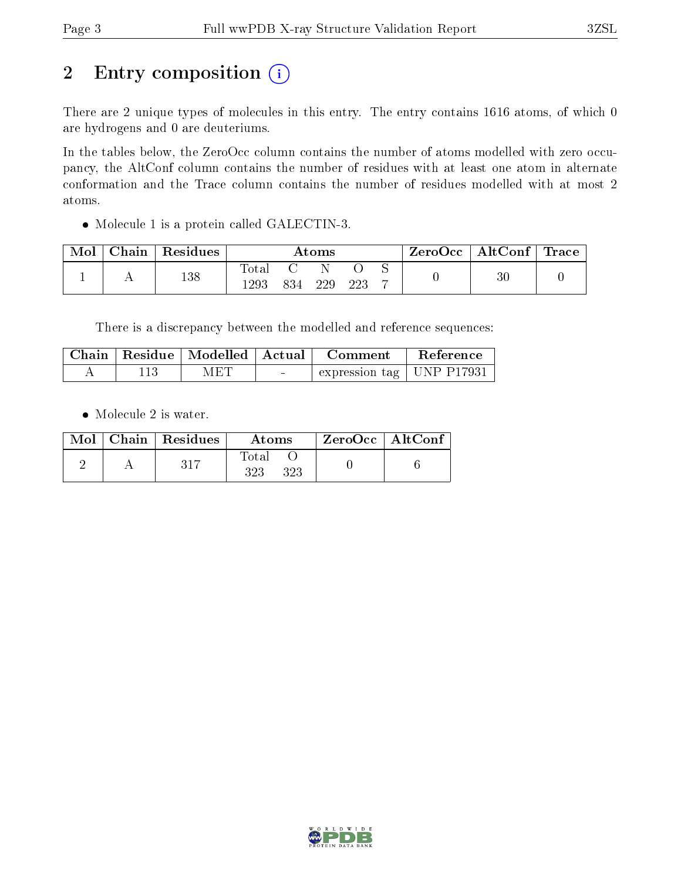# 2 Entry composition

There are 2 unique types of molecules in this entry. The entry contains 1616 atoms, of which 0 are hydrogens and 0 are deuteriums.

In the tables below, the ZeroOcc column contains the number of atoms modelled with zero occupancy, the AltConf column contains the number of residues with at least one atom in alternate conformation and the Trace column contains the number of residues modelled with at most 2 atoms.

- Molecule 1 is a protein called GALECTIN-3.

| Mol | Chain | Residues | Atoms | | | | | ZeroOcc | AltConf | Trace |
|---|---|---|---|---|---|---|---|---|---|---|
| | | | Total | C | N | O | S | | | |
| 1 | A | 138 | 1293 | 834 | 229 | 223 | 7 | 0 | 30 | 0 |

There is a discrepancy between the modelled and reference sequences:

| Chain | Residue | Modelled | Actual | Comment | Reference |
|---|---|---|---|---|---|
| A | 113 | MET | - | expression tag | UNP P17931 |

- Molecule 2 is water.

| Mol | Chain | Residues | Atoms | | ZeroOcc | AltConf |
|---|---|---|---|---|---|---|
| | | | Total | O | | |
| 2 | A | 317 | 323 | 323 | 0 | 6 |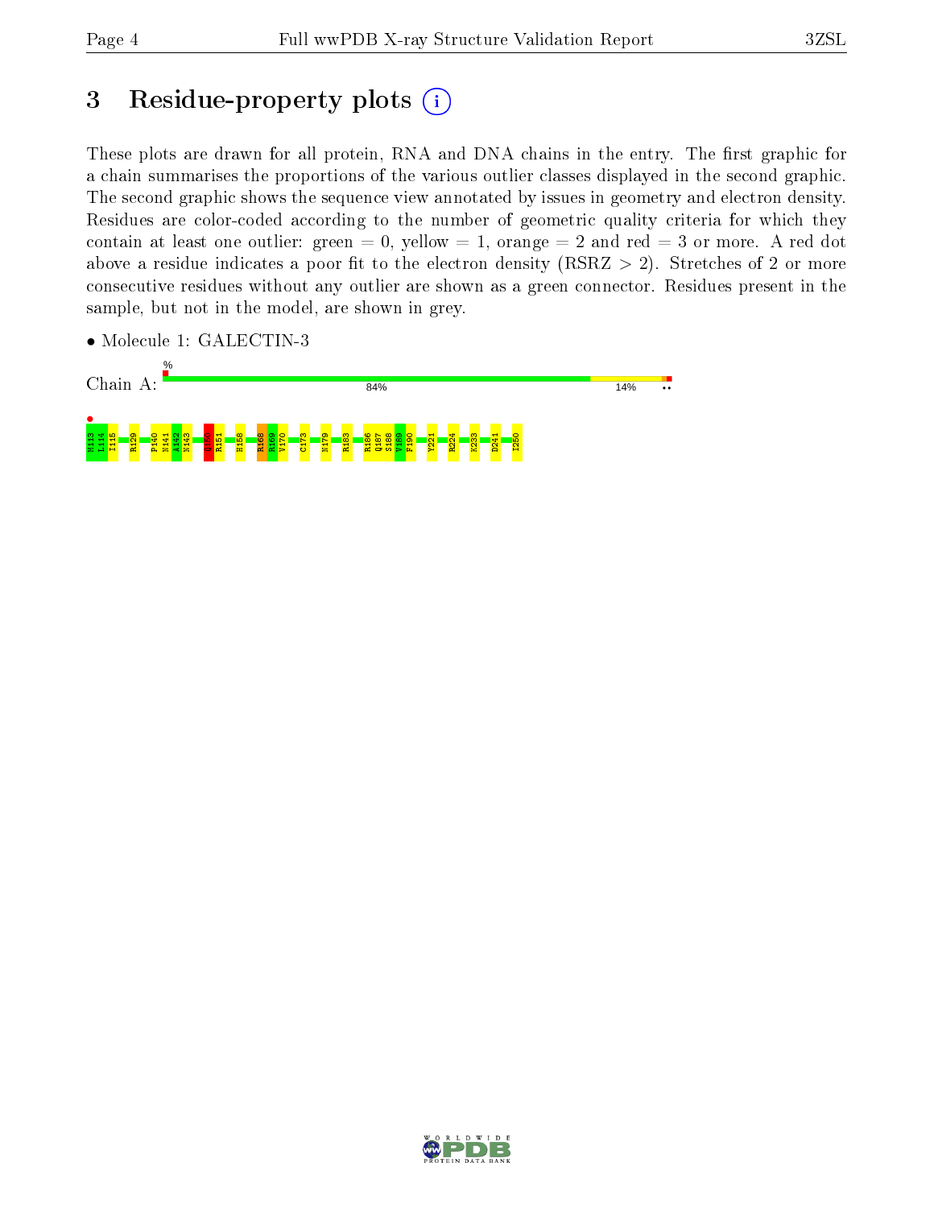# 3 Residue-property plots

These plots are drawn for all protein, RNA and DNA chains in the entry. The first graphic for a chain summarises the proportions of the various outlier classes displayed in the second graphic. The second graphic shows the sequence view annotated by issues in geometry and electron density. Residues are color-coded according to the number of geometric quality criteria for which they contain at least one outlier: green = 0, yellow = 1, orange = 2 and red = 3 or more. A red dot above a residue indicates a poor fit to the electron density (RSRZ > 2). Stretches of 2 or more consecutive residues without any outlier are shown as a green connector. Residues present in the sample, but not in the model, are shown in grey.

- Molecule 1: GALECTIN-3

Chain A: % 84% 14% ••

H113 L114 I115 R129 P140 N141 A142 N143 Q150 R151 H158 R168 R169 V170 C173 N179 R183 R186 Q187 S188 V189 F190 Y221 R224 K233 D241 I250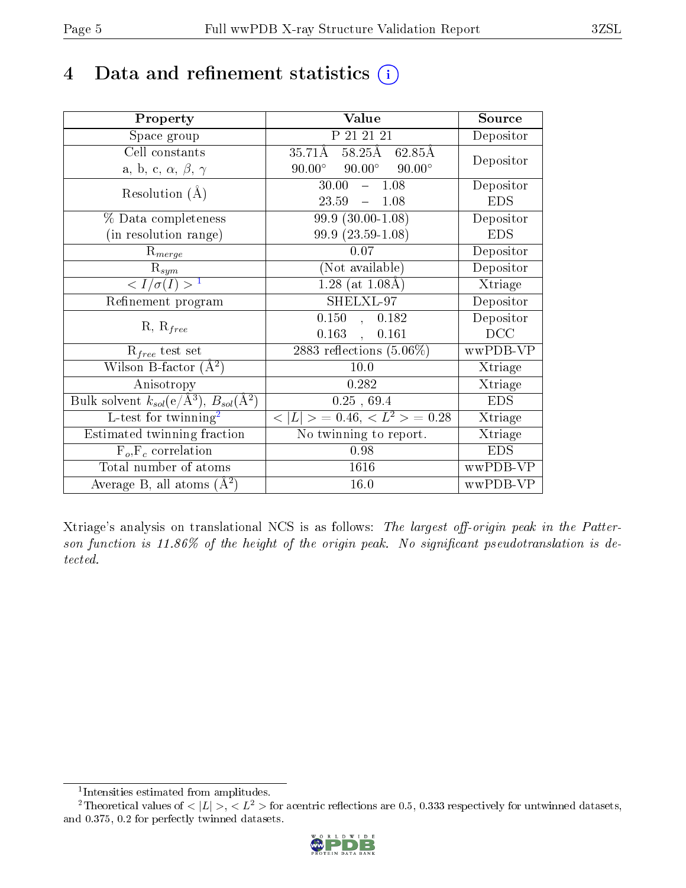# 4 Data and refinement statistics (i)

| Property | Value | Source |
|---|---|---|
| Space group | P 21 21 21 | Depositor |
| Cell constants<br>a, b, c, $\alpha$, $\beta$, $\gamma$ | 35.71Å 58.25Å 62.85Å<br>90.00° 90.00° 90.00° | Depositor |
| Resolution (Å) | 30.00 – 1.08<br>23.59 – 1.08 | Depositor<br>EDS |
| % Data completeness<br>(in resolution range) | 99.9 (30.00-1.08)<br>99.9 (23.59-1.08) | Depositor<br>EDS |
| $R_{merge}$ | 0.07 | Depositor |
| $R_{sym}$ | (Not available) | Depositor |
| $< I/\sigma(I) >$ [1] | 1.28 (at 1.08Å) | Xtriage |
| Refinement program | SHELXL-97 | Depositor |
| R, $R_{free}$ | 0.150 , 0.182<br>0.163 , 0.161 | Depositor<br>DCC |
| $R_{free}$ test set | 2883 reflections (5.06%) | wwPDB-VP |
| Wilson B-factor (Å$^2$) | 10.0 | Xtriage |
| Anisotropy | 0.282 | Xtriage |
| Bulk solvent $k_{sol}$(e/Å$^3$), $B_{sol}$(Å$^2$) | 0.25 , 69.4 | EDS |
| L-test for twinning[2] | $< \|L\| >$ = 0.46, $< L^2 >$ = 0.28 | Xtriage |
| Estimated twinning fraction | No twinning to report. | Xtriage |
| $F_o$,$F_c$ correlation | 0.98 | EDS |
| Total number of atoms | 1616 | wwPDB-VP |
| Average B, all atoms (Å$^2$) | 16.0 | wwPDB-VP |

Xtriage's analysis on translational NCS is as follows: *The largest off-origin peak in the Patterson function is 11.86% of the height of the origin peak. No significant pseudotranslation is detected.*

[1] Intensities estimated from amplitudes.

[2] Theoretical values of $< |L| >$, $< L^2 >$ for acentric reflections are 0.5, 0.333 respectively for untwinned datasets, and 0.375, 0.2 for perfectly twinned datasets.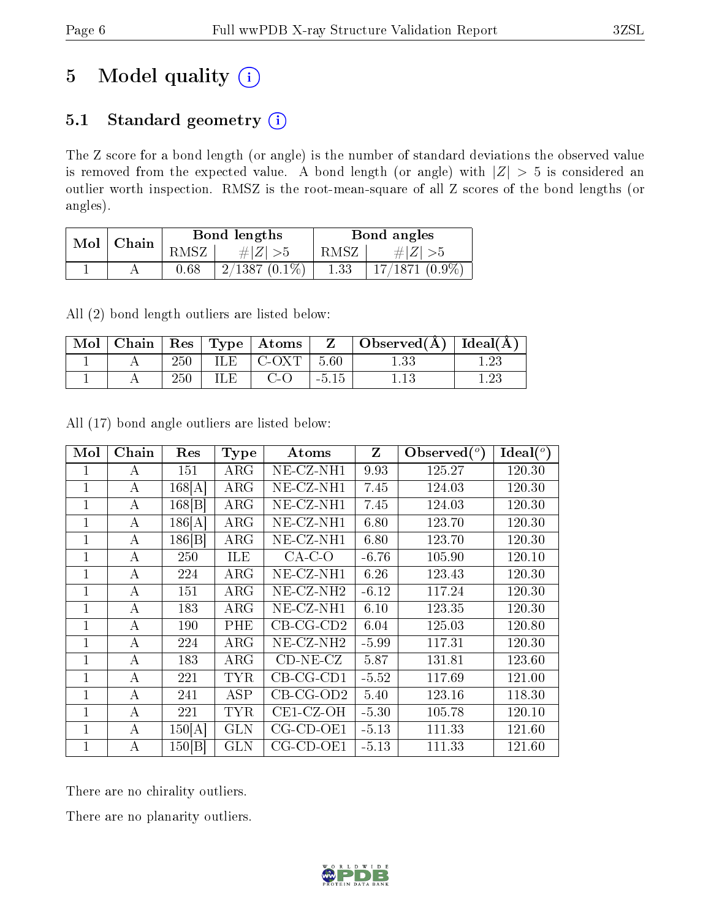# 5 Model quality

## 5.1 Standard geometry

The Z score for a bond length (or angle) is the number of standard deviations the observed value is removed from the expected value. A bond length (or angle) with $|Z| > 5$ is considered an outlier worth inspection. RMSZ is the root-mean-square of all Z scores of the bond lengths (or angles).

| Mol | Chain | Bond lengths | | Bond angles | |
|---|---|---|---|---|---|
| | | RMSZ | $\#\|Z\| > 5$ | RMSZ | $\#\|Z\| > 5$ |
| 1 | A | 0.68 | 2/1387 (0.1%) | 1.33 | 17/1871 (0.9%) |

All (2) bond length outliers are listed below:

| Mol | Chain | Res | Type | Atoms | Z | Observed(Å) | Ideal(Å) |
|---|---|---|---|---|---|---|---|
| 1 | A | 250 | ILE | C-OXT | 5.60 | 1.33 | 1.23 |
| 1 | A | 250 | ILE | C-O | -5.15 | 1.13 | 1.23 |

All (17) bond angle outliers are listed below:

| Mol | Chain | Res | Type | Atoms | Z | Observed(°) | Ideal(°) |
|---|---|---|---|---|---|---|---|
| 1 | A | 151 | ARG | NE-CZ-NH1 | 9.93 | 125.27 | 120.30 |
| 1 | A | 168[A] | ARG | NE-CZ-NH1 | 7.45 | 124.03 | 120.30 |
| 1 | A | 168[B] | ARG | NE-CZ-NH1 | 7.45 | 124.03 | 120.30 |
| 1 | A | 186[A] | ARG | NE-CZ-NH1 | 6.80 | 123.70 | 120.30 |
| 1 | A | 186[B] | ARG | NE-CZ-NH1 | 6.80 | 123.70 | 120.30 |
| 1 | A | 250 | ILE | CA-C-O | -6.76 | 105.90 | 120.10 |
| 1 | A | 224 | ARG | NE-CZ-NH1 | 6.26 | 123.43 | 120.30 |
| 1 | A | 151 | ARG | NE-CZ-NH2 | -6.12 | 117.24 | 120.30 |
| 1 | A | 183 | ARG | NE-CZ-NH1 | 6.10 | 123.35 | 120.30 |
| 1 | A | 190 | PHE | CB-CG-CD2 | 6.04 | 125.03 | 120.80 |
| 1 | A | 224 | ARG | NE-CZ-NH2 | -5.99 | 117.31 | 120.30 |
| 1 | A | 183 | ARG | CD-NE-CZ | 5.87 | 131.81 | 123.60 |
| 1 | A | 221 | TYR | CB-CG-CD1 | -5.52 | 117.69 | 121.00 |
| 1 | A | 241 | ASP | CB-CG-OD2 | 5.40 | 123.16 | 118.30 |
| 1 | A | 221 | TYR | CE1-CZ-OH | -5.30 | 105.78 | 120.10 |
| 1 | A | 150[A] | GLN | CG-CD-OE1 | -5.13 | 111.33 | 121.60 |
| 1 | A | 150[B] | GLN | CG-CD-OE1 | -5.13 | 111.33 | 121.60 |

There are no chirality outliers.

There are no planarity outliers.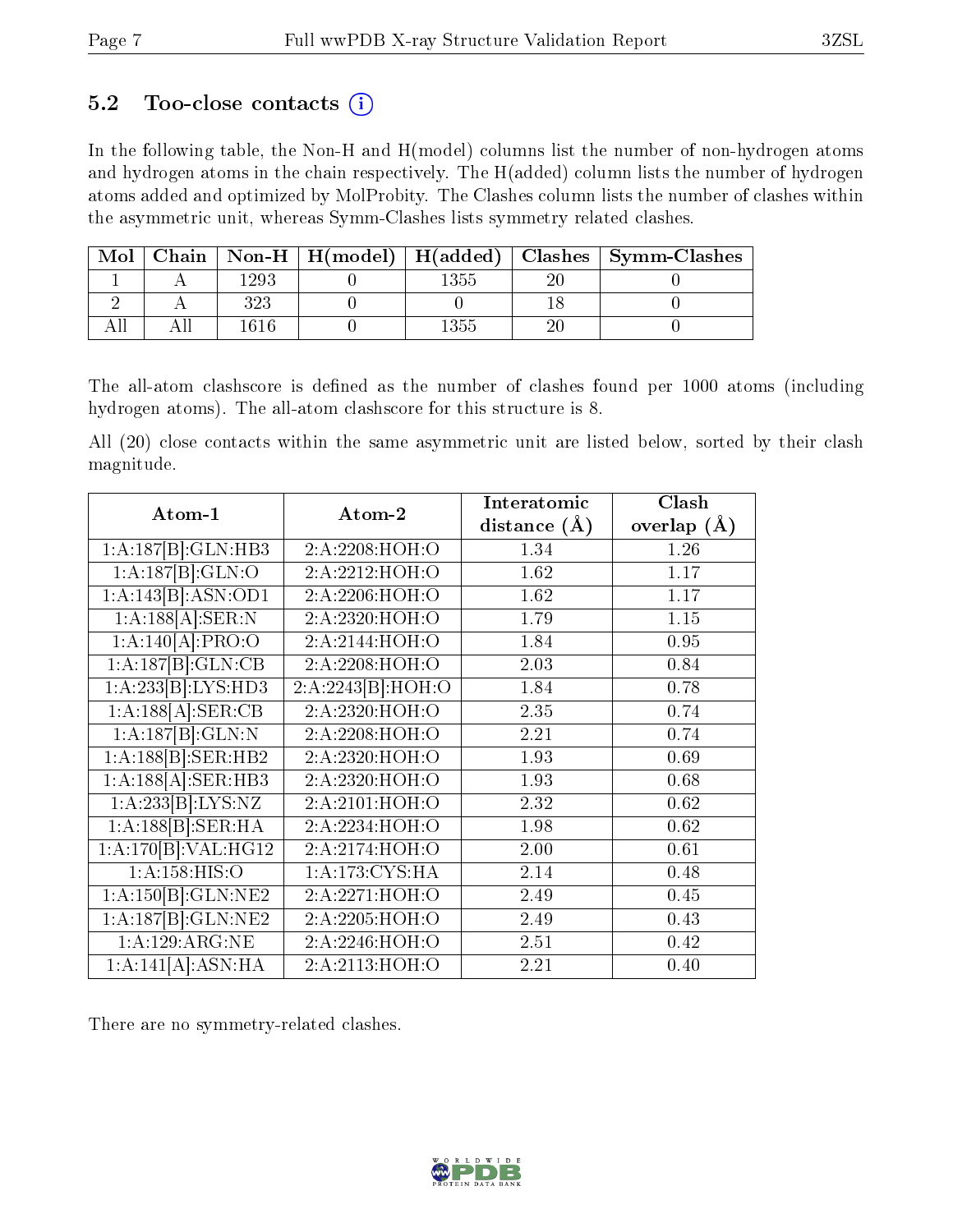### 5.2 Too-close contacts (i)

In the following table, the Non-H and H(model) columns list the number of non-hydrogen atoms and hydrogen atoms in the chain respectively. The H(added) column lists the number of hydrogen atoms added and optimized by MolProbity. The Clashes column lists the number of clashes within the asymmetric unit, whereas Symm-Clashes lists symmetry related clashes.

| Mol | Chain | Non-H | H(model) | H(added) | Clashes | Symm-Clashes |
|---|---|---|---|---|---|---|
| 1 | A | 1293 | 0 | 1355 | 20 | 0 |
| 2 | A | 323 | 0 | 0 | 18 | 0 |
| All | All | 1616 | 0 | 1355 | 20 | 0 |

The all-atom clashscore is defined as the number of clashes found per 1000 atoms (including hydrogen atoms). The all-atom clashscore for this structure is 8.

All (20) close contacts within the same asymmetric unit are listed below, sorted by their clash magnitude.

| Atom-1 | Atom-2 | Interatomic distance (Å) | Clash overlap (Å) |
|---|---|---|---|
| 1:A:187[B]:GLN:HB3 | 2:A:2208:HOH:O | 1.34 | 1.26 |
| 1:A:187[B]:GLN:O | 2:A:2212:HOH:O | 1.62 | 1.17 |
| 1:A:143[B]:ASN:OD1 | 2:A:2206:HOH:O | 1.62 | 1.17 |
| 1:A:188[A]:SER:N | 2:A:2320:HOH:O | 1.79 | 1.15 |
| 1:A:140[A]:PRO:O | 2:A:2144:HOH:O | 1.84 | 0.95 |
| 1:A:187[B]:GLN:CB | 2:A:2208:HOH:O | 2.03 | 0.84 |
| 1:A:233[B]:LYS:HD3 | 2:A:2243[B]:HOH:O | 1.84 | 0.78 |
| 1:A:188[A]:SER:CB | 2:A:2320:HOH:O | 2.35 | 0.74 |
| 1:A:187[B]:GLN:N | 2:A:2208:HOH:O | 2.21 | 0.74 |
| 1:A:188[B]:SER:HB2 | 2:A:2320:HOH:O | 1.93 | 0.69 |
| 1:A:188[A]:SER:HB3 | 2:A:2320:HOH:O | 1.93 | 0.68 |
| 1:A:233[B]:LYS:NZ | 2:A:2101:HOH:O | 2.32 | 0.62 |
| 1:A:188[B]:SER:HA | 2:A:2234:HOH:O | 1.98 | 0.62 |
| 1:A:170[B]:VAL:HG12 | 2:A:2174:HOH:O | 2.00 | 0.61 |
| 1:A:158:HIS:O | 1:A:173:CYS:HA | 2.14 | 0.48 |
| 1:A:150[B]:GLN:NE2 | 2:A:2271:HOH:O | 2.49 | 0.45 |
| 1:A:187[B]:GLN:NE2 | 2:A:2205:HOH:O | 2.49 | 0.43 |
| 1:A:129:ARG:NE | 2:A:2246:HOH:O | 2.51 | 0.42 |
| 1:A:141[A]:ASN:HA | 2:A:2113:HOH:O | 2.21 | 0.40 |

There are no symmetry-related clashes.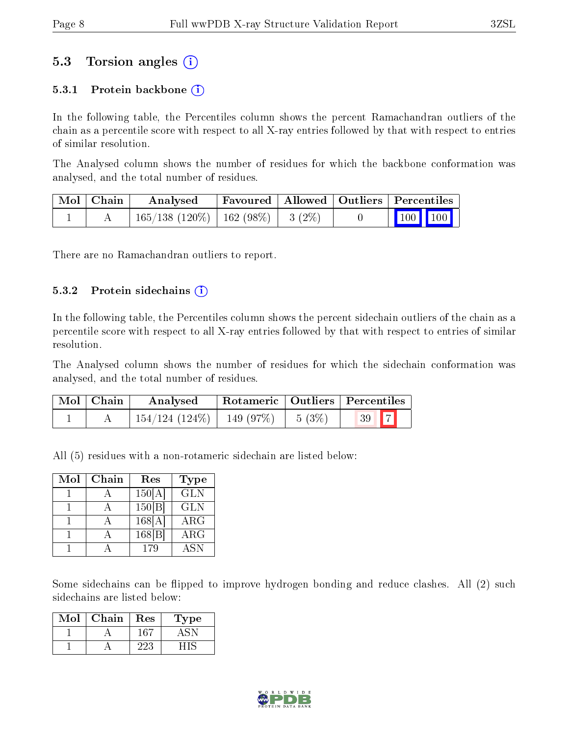## 5.3 Torsion angles (i)

### 5.3.1 Protein backbone (i)

In the following table, the Percentiles column shows the percent Ramachandran outliers of the chain as a percentile score with respect to all X-ray entries followed by that with respect to entries of similar resolution.

The Analysed column shows the number of residues for which the backbone conformation was analysed, and the total number of residues.

| Mol | Chain | Analysed | Favoured | Allowed | Outliers | Percentiles | |
|---|---|---|---|---|---|---|---|
| 1 | A | 165/138 (120%) | 162 (98%) | 3 (2%) | 0 | 100 | 100 |

There are no Ramachandran outliers to report.

### 5.3.2 Protein sidechains (i)

In the following table, the Percentiles column shows the percent sidechain outliers of the chain as a percentile score with respect to all X-ray entries followed by that with respect to entries of similar resolution.

The Analysed column shows the number of residues for which the sidechain conformation was analysed, and the total number of residues.

| Mol | Chain | Analysed | Rotameric | Outliers | Percentiles | |
|---|---|---|---|---|---|---|
| 1 | A | 154/124 (124%) | 149 (97%) | 5 (3%) | 39 | 7 |

All (5) residues with a non-rotameric sidechain are listed below:

| Mol | Chain | Res | Type |
|---|---|---|---|
| 1 | A | 150[A] | GLN |
| 1 | A | 150[B] | GLN |
| 1 | A | 168[A] | ARG |
| 1 | A | 168[B] | ARG |
| 1 | A | 179 | ASN |

Some sidechains can be flipped to improve hydrogen bonding and reduce clashes. All (2) such sidechains are listed below:

| Mol | Chain | Res | Type |
|---|---|---|---|
| 1 | A | 167 | ASN |
| 1 | A | 223 | HIS |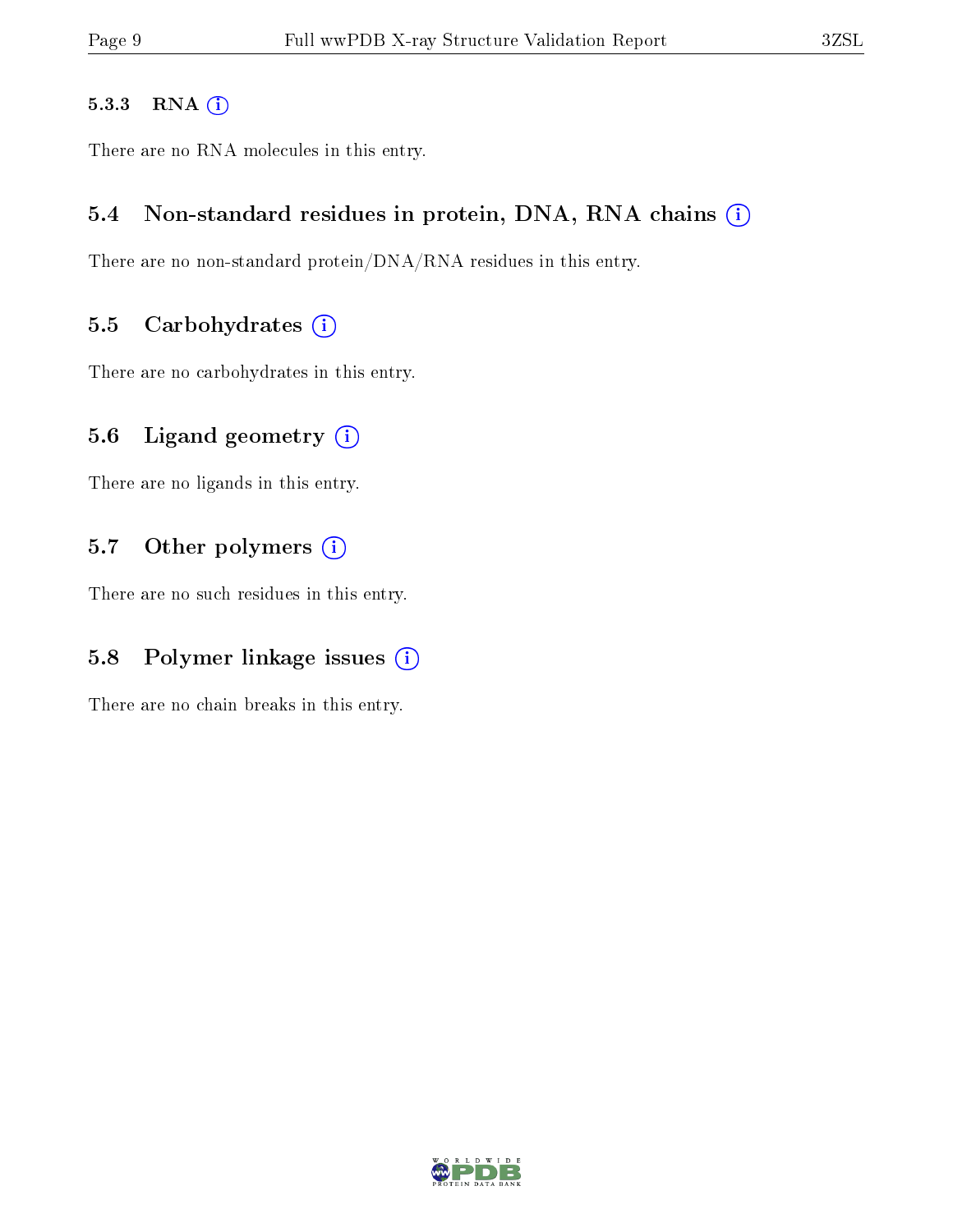#### 5.3.3 RNA

There are no RNA molecules in this entry.

### 5.4 Non-standard residues in protein, DNA, RNA chains

There are no non-standard protein/DNA/RNA residues in this entry.

### 5.5 Carbohydrates

There are no carbohydrates in this entry.

### 5.6 Ligand geometry

There are no ligands in this entry.

### 5.7 Other polymers

There are no such residues in this entry.

### 5.8 Polymer linkage issues

There are no chain breaks in this entry.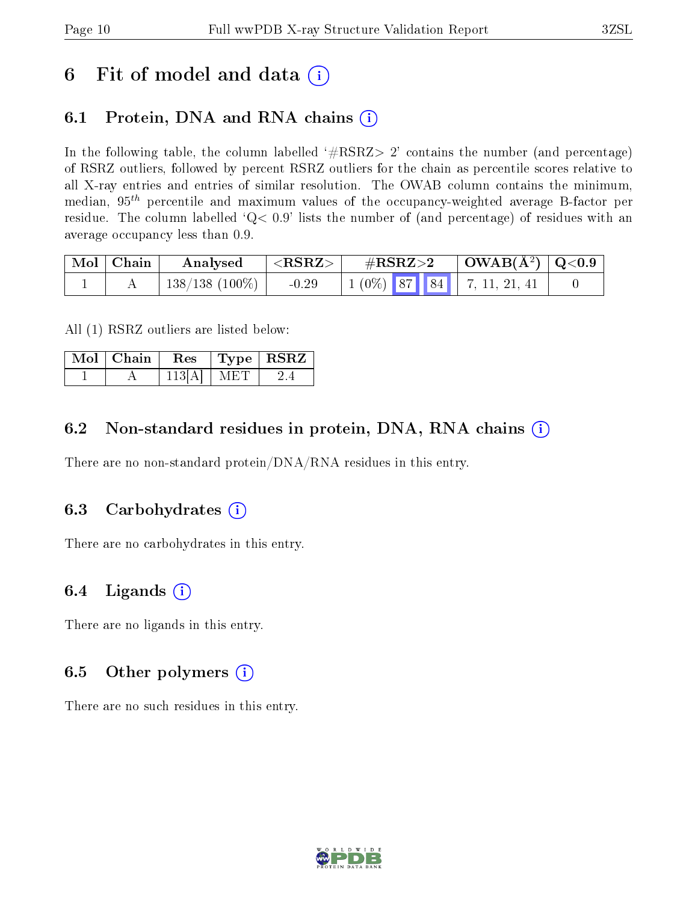# 6 Fit of model and data (i)

## 6.1 Protein, DNA and RNA chains (i)

In the following table, the column labelled '#RSRZ> 2' contains the number (and percentage) of RSRZ outliers, followed by percent RSRZ outliers for the chain as percentile scores relative to all X-ray entries and entries of similar resolution. The OWAB column contains the minimum, median, $95^{th}$ percentile and maximum values of the occupancy-weighted average B-factor per residue. The column labelled 'Q< 0.9' lists the number of (and percentage) of residues with an average occupancy less than 0.9.

| Mol | Chain | Analysed | <RSRZ> | #RSRZ>2 | | | OWAB(Å$^2$) | Q<0.9 |
|---|---|---|---|---|---|---|---|---|
| 1 | A | 138/138 (100%) | -0.29 | 1 (0%) | 87 | 84 | 7, 11, 21, 41 | 0 |

All (1) RSRZ outliers are listed below:

| Mol | Chain | Res | Type | RSRZ |
|---|---|---|---|---|
| 1 | A | 113[A] | MET | 2.4 |

## 6.2 Non-standard residues in protein, DNA, RNA chains (i)

There are no non-standard protein/DNA/RNA residues in this entry.

## 6.3 Carbohydrates (i)

There are no carbohydrates in this entry.

## 6.4 Ligands (i)

There are no ligands in this entry.

## 6.5 Other polymers (i)

There are no such residues in this entry.